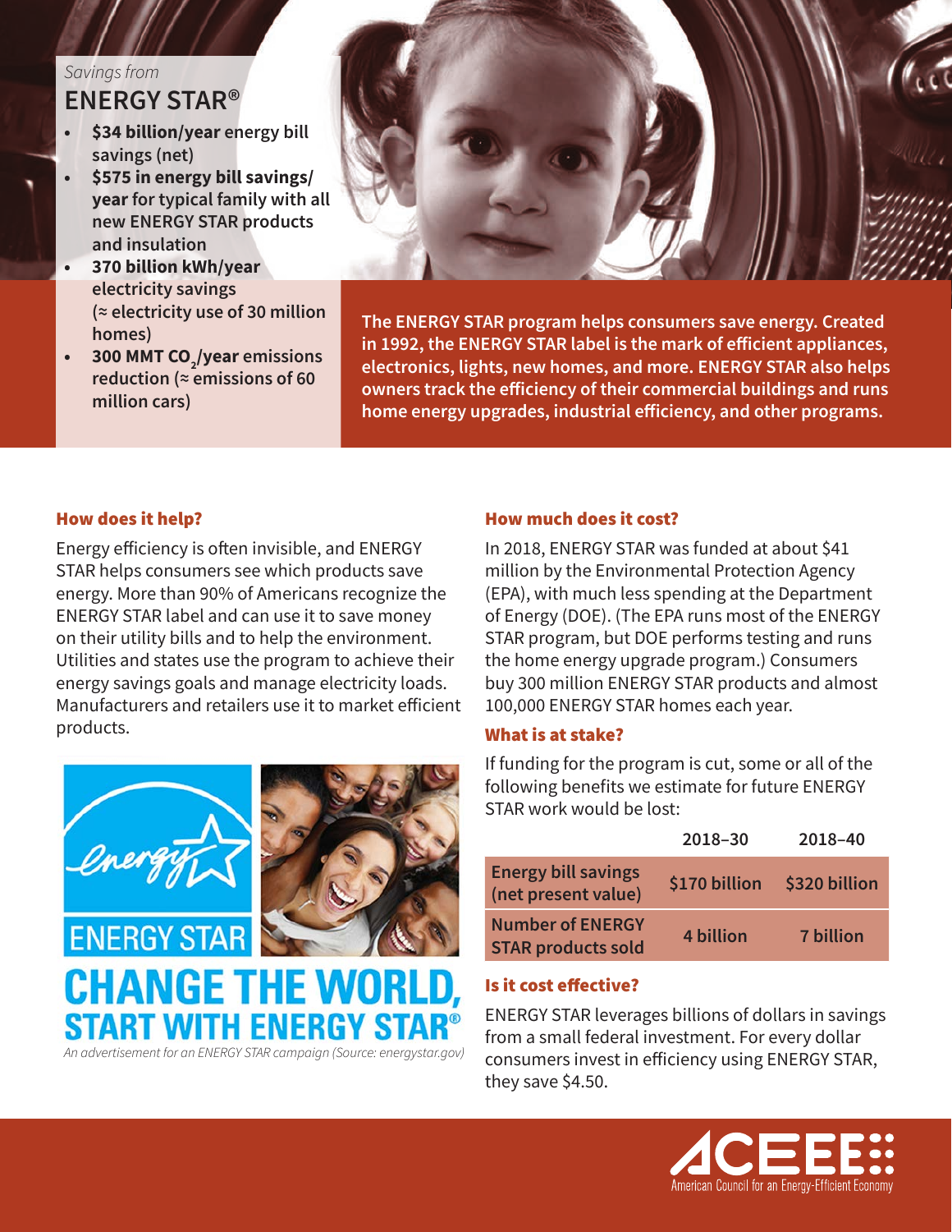*Savings from*

## ENERGY STAR®

- **$34 billion/year** energy bill savings (net)
- **$575 in energy bill savings/year** for typical family with all new ENERGY STAR products and insulation
- **370 billion kWh/year** electricity savings (≈ electricity use of 30 million homes)
- **300 MMT $CO_2$/year** emissions reduction (≈ emissions of 60 million cars)

**The ENERGY STAR program helps consumers save energy. Created in 1992, the ENERGY STAR label is the mark of efficient appliances, electronics, lights, new homes, and more. ENERGY STAR also helps owners track the efficiency of their commercial buildings and runs home energy upgrades, industrial efficiency, and other programs.**

### How does it help?

Energy efficiency is often invisible, and ENERGY STAR helps consumers see which products save energy. More than 90% of Americans recognize the ENERGY STAR label and can use it to save money on their utility bills and to help the environment. Utilities and states use the program to achieve their energy savings goals and manage electricity loads. Manufacturers and retailers use it to market efficient products.

*An advertisement for an ENERGY STAR campaign (Source: energystar.gov)*

### How much does it cost?

In 2018, ENERGY STAR was funded at about $41 million by the Environmental Protection Agency (EPA), with much less spending at the Department of Energy (DOE). (The EPA runs most of the ENERGY STAR program, but DOE performs testing and runs the home energy upgrade program.) Consumers buy 300 million ENERGY STAR products and almost 100,000 ENERGY STAR homes each year.

### What is at stake?

If funding for the program is cut, some or all of the following benefits we estimate for future ENERGY STAR work would be lost:

| | 2018–30 | 2018–40 |
|---|---|---|
| Energy bill savings (net present value) | $170 billion | $320 billion |
| Number of ENERGY STAR products sold | 4 billion | 7 billion |

### Is it cost effective?

ENERGY STAR leverages billions of dollars in savings from a small federal investment. For every dollar consumers invest in efficiency using ENERGY STAR, they save $4.50.

ACEEE American Council for an Energy-Efficient Economy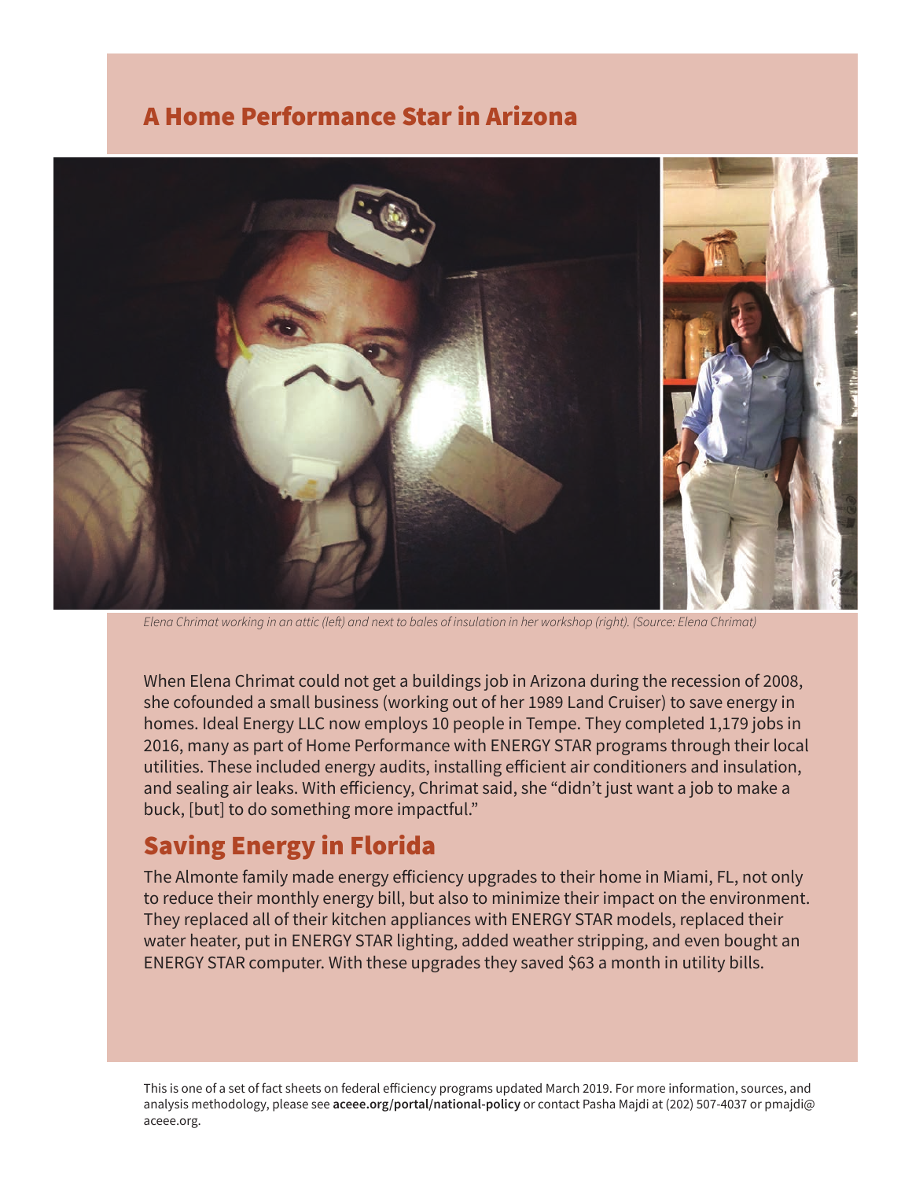## A Home Performance Star in Arizona

*Elena Chrimat working in an attic (left) and next to bales of insulation in her workshop (right). (Source: Elena Chrimat)*

When Elena Chrimat could not get a buildings job in Arizona during the recession of 2008, she cofounded a small business (working out of her 1989 Land Cruiser) to save energy in homes. Ideal Energy LLC now employs 10 people in Tempe. They completed 1,179 jobs in 2016, many as part of Home Performance with ENERGY STAR programs through their local utilities. These included energy audits, installing efficient air conditioners and insulation, and sealing air leaks. With efficiency, Chrimat said, she "didn't just want a job to make a buck, [but] to do something more impactful."

## Saving Energy in Florida

The Almonte family made energy efficiency upgrades to their home in Miami, FL, not only to reduce their monthly energy bill, but also to minimize their impact on the environment. They replaced all of their kitchen appliances with ENERGY STAR models, replaced their water heater, put in ENERGY STAR lighting, added weather stripping, and even bought an ENERGY STAR computer. With these upgrades they saved $63 a month in utility bills.

This is one of a set of fact sheets on federal efficiency programs updated March 2019. For more information, sources, and analysis methodology, please see **aceee.org/portal/national-policy** or contact Pasha Majdi at (202) 507-4037 or pmajdi@aceee.org.